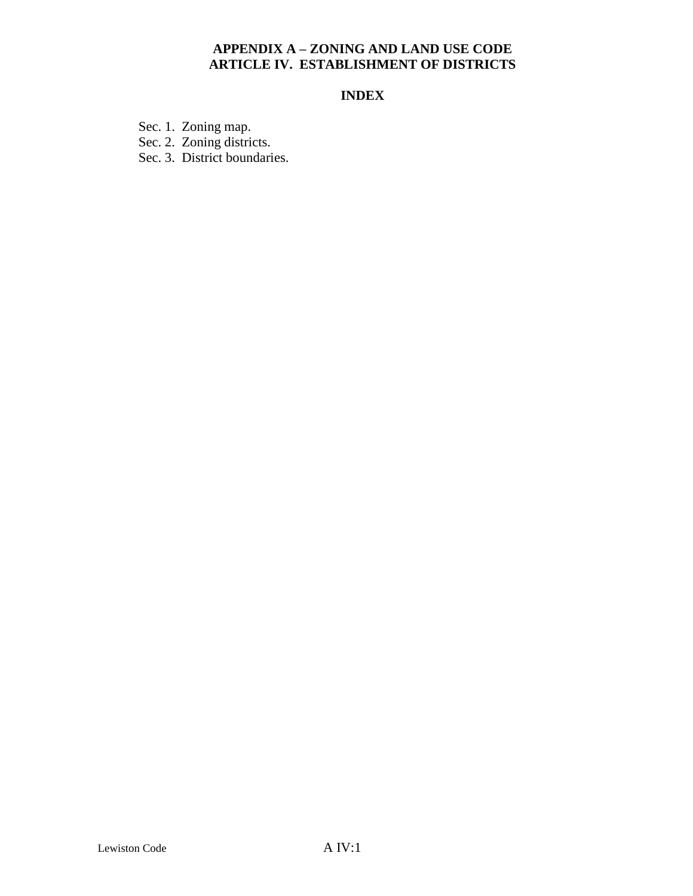# APPENDIX A – ZONING AND LAND USE CODE
# ARTICLE IV. ESTABLISHMENT OF DISTRICTS

## INDEX

Sec. 1. Zoning map.
Sec. 2. Zoning districts.
Sec. 3. District boundaries.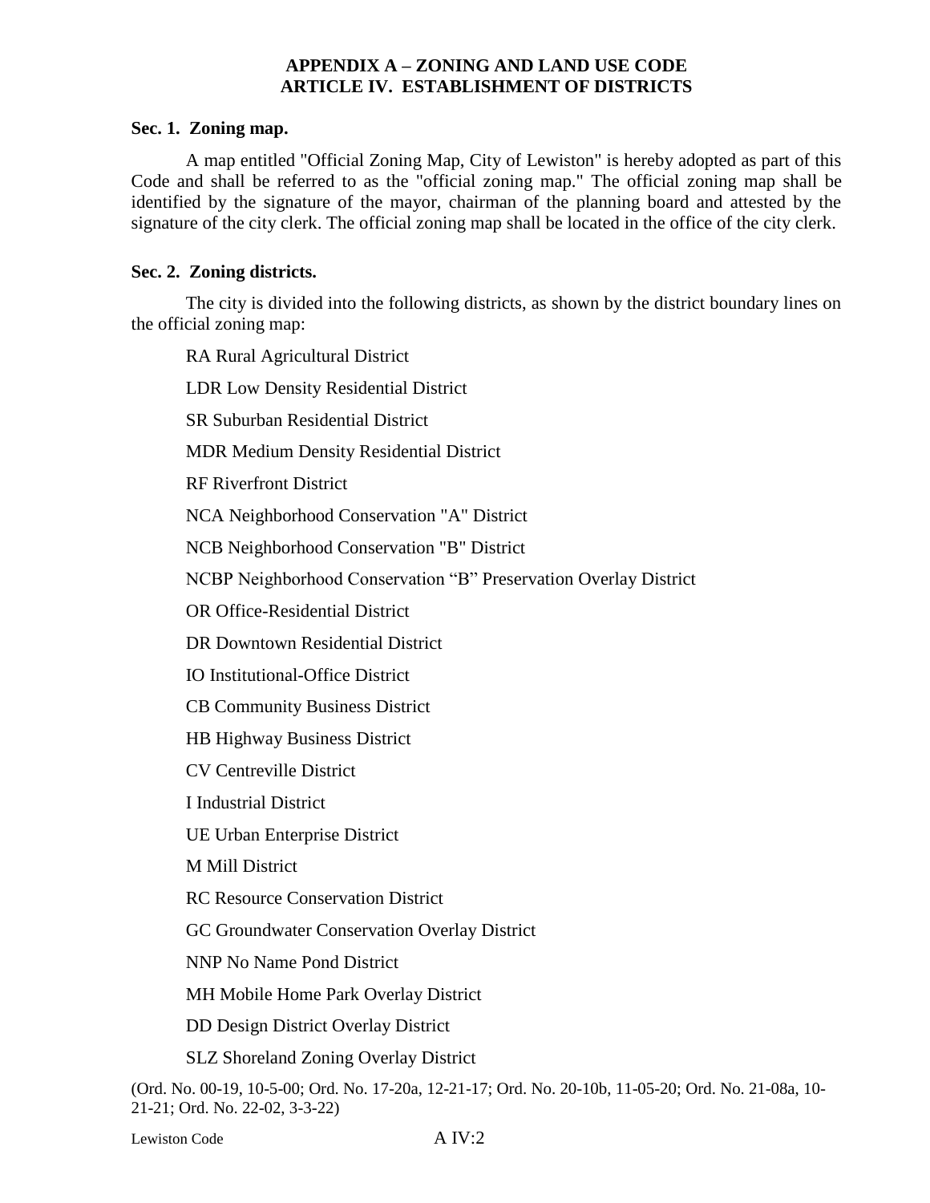# APPENDIX A – ZONING AND LAND USE CODE
## ARTICLE IV. ESTABLISHMENT OF DISTRICTS

### Sec. 1. Zoning map.

A map entitled "Official Zoning Map, City of Lewiston" is hereby adopted as part of this Code and shall be referred to as the "official zoning map." The official zoning map shall be identified by the signature of the mayor, chairman of the planning board and attested by the signature of the city clerk. The official zoning map shall be located in the office of the city clerk.

### Sec. 2. Zoning districts.

The city is divided into the following districts, as shown by the district boundary lines on the official zoning map:

RA Rural Agricultural District

LDR Low Density Residential District

SR Suburban Residential District

MDR Medium Density Residential District

RF Riverfront District

NCA Neighborhood Conservation "A" District

NCB Neighborhood Conservation "B" District

NCBP Neighborhood Conservation "B" Preservation Overlay District

OR Office-Residential District

DR Downtown Residential District

IO Institutional-Office District

CB Community Business District

HB Highway Business District

CV Centreville District

I Industrial District

UE Urban Enterprise District

M Mill District

RC Resource Conservation District

GC Groundwater Conservation Overlay District

NNP No Name Pond District

MH Mobile Home Park Overlay District

DD Design District Overlay District

SLZ Shoreland Zoning Overlay District

(Ord. No. 00-19, 10-5-00; Ord. No. 17-20a, 12-21-17; Ord. No. 20-10b, 11-05-20; Ord. No. 21-08a, 10-21-21; Ord. No. 22-02, 3-3-22)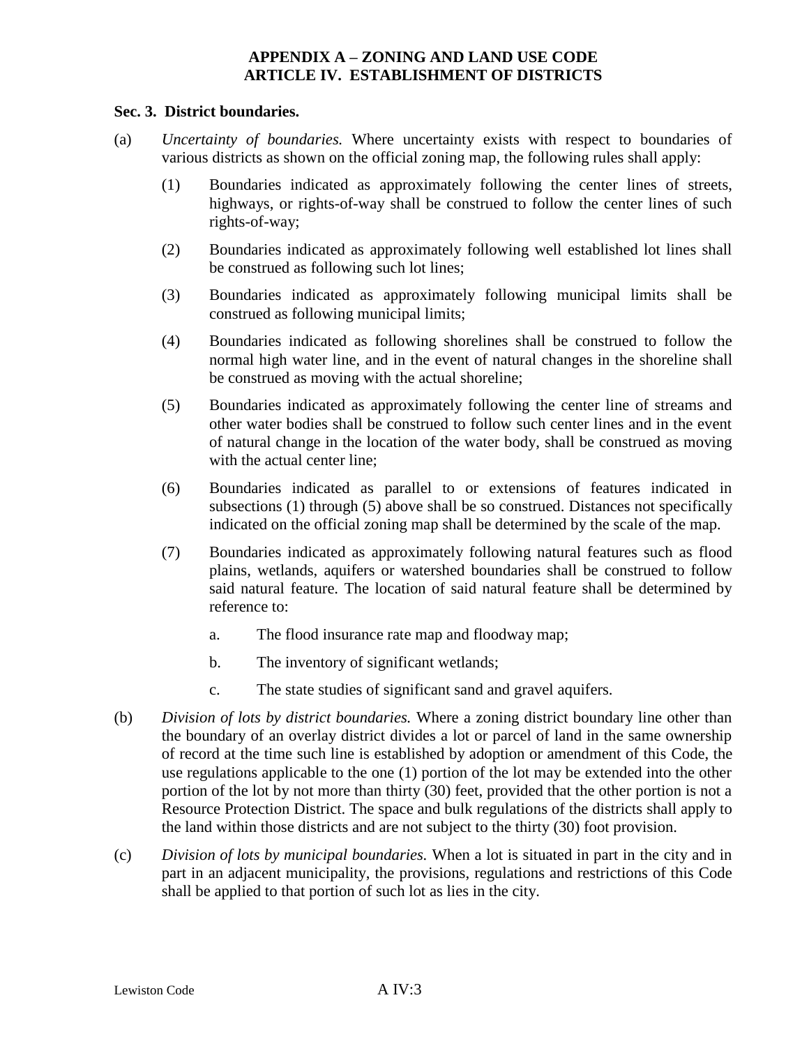**APPENDIX A – ZONING AND LAND USE CODE**
**ARTICLE IV. ESTABLISHMENT OF DISTRICTS**

**Sec. 3. District boundaries.**

(a) *Uncertainty of boundaries.* Where uncertainty exists with respect to boundaries of various districts as shown on the official zoning map, the following rules shall apply:

(1) Boundaries indicated as approximately following the center lines of streets, highways, or rights-of-way shall be construed to follow the center lines of such rights-of-way;

(2) Boundaries indicated as approximately following well established lot lines shall be construed as following such lot lines;

(3) Boundaries indicated as approximately following municipal limits shall be construed as following municipal limits;

(4) Boundaries indicated as following shorelines shall be construed to follow the normal high water line, and in the event of natural changes in the shoreline shall be construed as moving with the actual shoreline;

(5) Boundaries indicated as approximately following the center line of streams and other water bodies shall be construed to follow such center lines and in the event of natural change in the location of the water body, shall be construed as moving with the actual center line;

(6) Boundaries indicated as parallel to or extensions of features indicated in subsections (1) through (5) above shall be so construed. Distances not specifically indicated on the official zoning map shall be determined by the scale of the map.

(7) Boundaries indicated as approximately following natural features such as flood plains, wetlands, aquifers or watershed boundaries shall be construed to follow said natural feature. The location of said natural feature shall be determined by reference to:

a. The flood insurance rate map and floodway map;

b. The inventory of significant wetlands;

c. The state studies of significant sand and gravel aquifers.

(b) *Division of lots by district boundaries.* Where a zoning district boundary line other than the boundary of an overlay district divides a lot or parcel of land in the same ownership of record at the time such line is established by adoption or amendment of this Code, the use regulations applicable to the one (1) portion of the lot may be extended into the other portion of the lot by not more than thirty (30) feet, provided that the other portion is not a Resource Protection District. The space and bulk regulations of the districts shall apply to the land within those districts and are not subject to the thirty (30) foot provision.

(c) *Division of lots by municipal boundaries.* When a lot is situated in part in the city and in part in an adjacent municipality, the provisions, regulations and restrictions of this Code shall be applied to that portion of such lot as lies in the city.